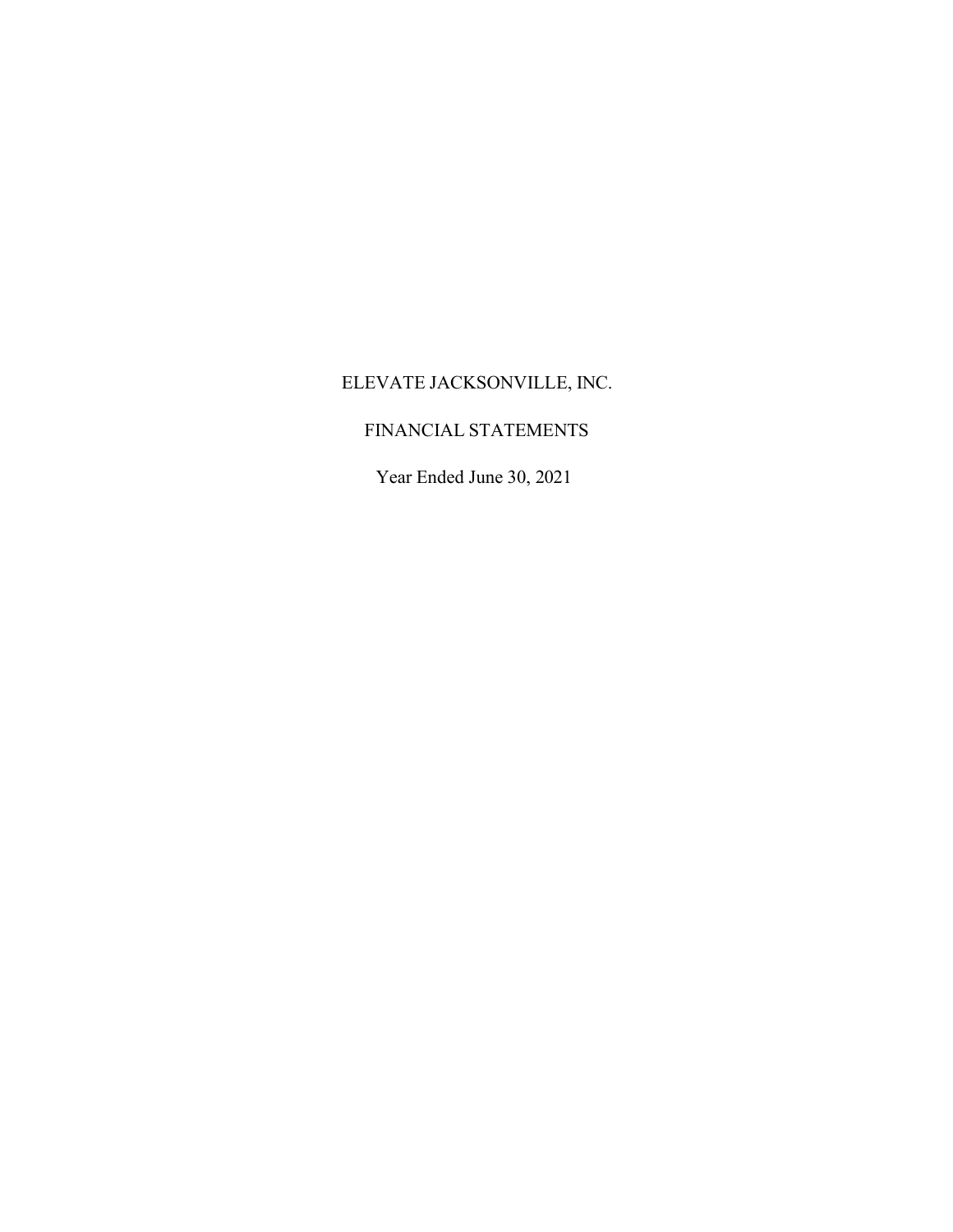# ELEVATE JACKSONVILLE, INC.

## FINANCIAL STATEMENTS

Year Ended June 30, 2021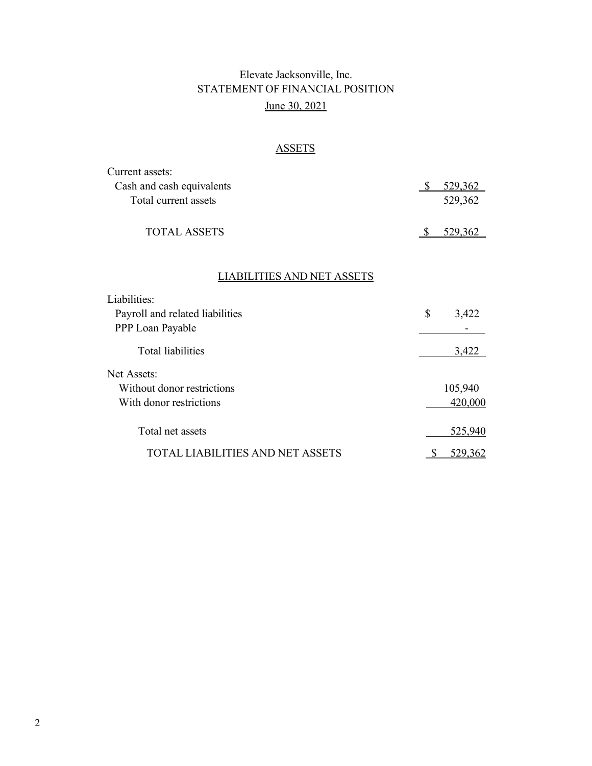# Elevate Jacksonville, Inc.
## STATEMENT OF FINANCIAL POSITION
### June 30, 2021

**ASSETS**

| | |
|---|---|
| Current assets: | |
| Cash and cash equivalents | $ 529,362 |
| Total current assets | 529,362 |
| | |
| TOTAL ASSETS | $ 529,362 |

**LIABILITIES AND NET ASSETS**

| | |
|---|---|
| Liabilities: | |
| Payroll and related liabilities | $ 3,422 |
| PPP Loan Payable | - |
| Total liabilities | 3,422 |
| Net Assets: | |
| Without donor restrictions | 105,940 |
| With donor restrictions | 420,000 |
| | |
| Total net assets | 525,940 |
| TOTAL LIABILITIES AND NET ASSETS | $ 529,362 |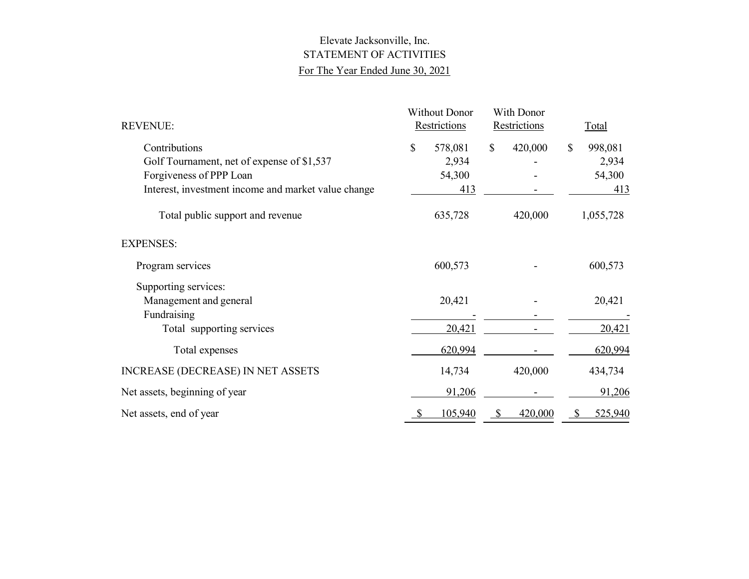Elevate Jacksonville, Inc.

STATEMENT OF ACTIVITIES

For The Year Ended June 30, 2021

| REVENUE: | Without Donor Restrictions | With Donor Restrictions | Total |
|---|---|---|---|
| Contributions | $ 578,081 | $ 420,000 | $ 998,081 |
| Golf Tournament, net of expense of $1,537 | 2,934 | - | 2,934 |
| Forgiveness of PPP Loan | 54,300 | - | 54,300 |
| Interest, investment income and market value change | 413 | - | 413 |
| Total public support and revenue | 635,728 | 420,000 | 1,055,728 |
| **EXPENSES:** | | | |
| Program services | 600,573 | - | 600,573 |
| Supporting services: | | | |
| Management and general | 20,421 | - | 20,421 |
| Fundraising | - | - | - |
| Total supporting services | 20,421 | - | 20,421 |
| Total expenses | 620,994 | - | 620,994 |
| INCREASE (DECREASE) IN NET ASSETS | 14,734 | 420,000 | 434,734 |
| Net assets, beginning of year | 91,206 | - | 91,206 |
| Net assets, end of year | $ 105,940 | $ 420,000 | $ 525,940 |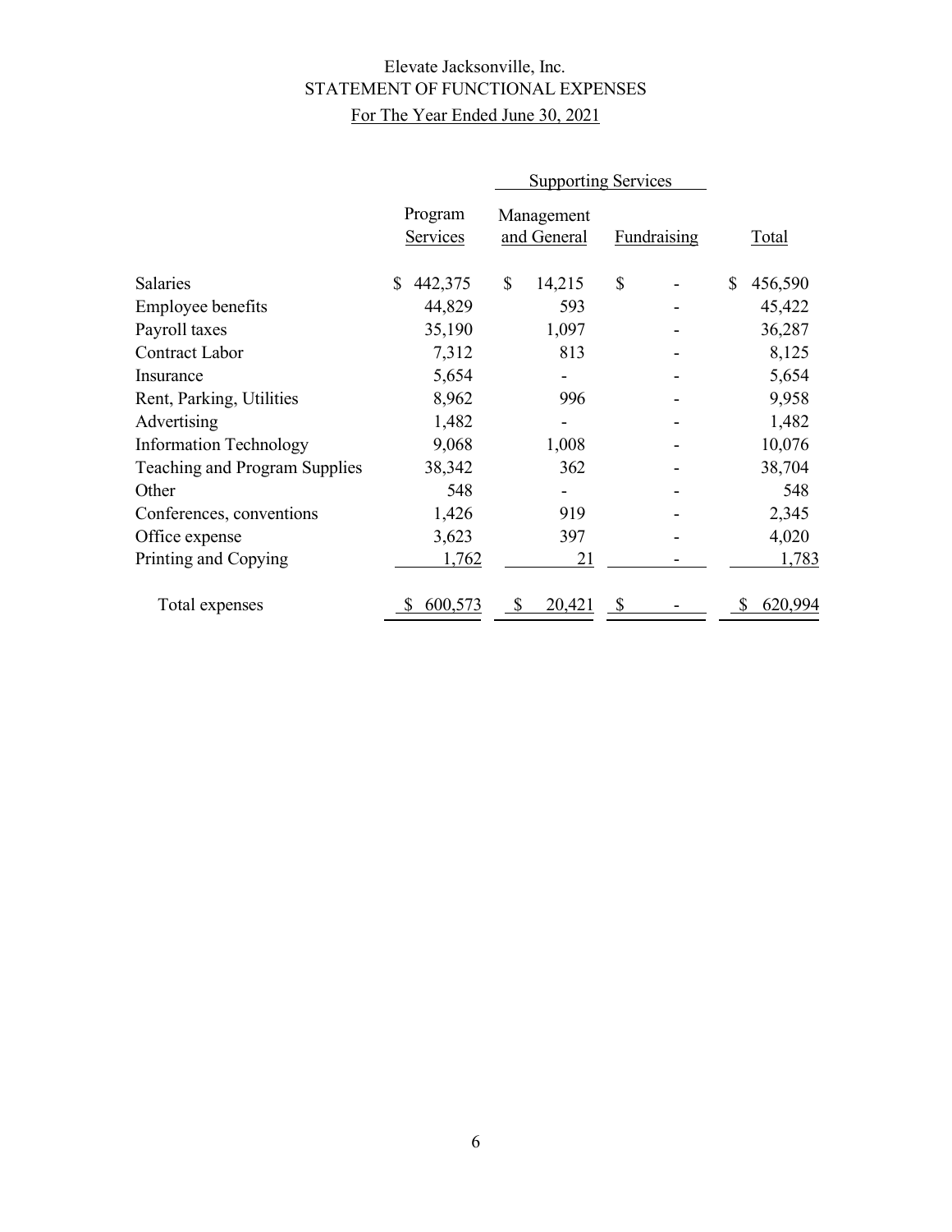Elevate Jacksonville, Inc.

STATEMENT OF FUNCTIONAL EXPENSES

For The Year Ended June 30, 2021

| | Program Services | Supporting Services | | Total |
|---|---|---|---|---|
| | | Management and General | Fundraising | |
| Salaries | $ 442,375 | $ 14,215 | $ - | $ 456,590 |
| Employee benefits | 44,829 | 593 | - | 45,422 |
| Payroll taxes | 35,190 | 1,097 | - | 36,287 |
| Contract Labor | 7,312 | 813 | - | 8,125 |
| Insurance | 5,654 | - | - | 5,654 |
| Rent, Parking, Utilities | 8,962 | 996 | - | 9,958 |
| Advertising | 1,482 | - | - | 1,482 |
| Information Technology | 9,068 | 1,008 | - | 10,076 |
| Teaching and Program Supplies | 38,342 | 362 | - | 38,704 |
| Other | 548 | - | - | 548 |
| Conferences, conventions | 1,426 | 919 | - | 2,345 |
| Office expense | 3,623 | 397 | - | 4,020 |
| Printing and Copying | 1,762 | 21 | - | 1,783 |
| Total expenses | $ 600,573 | $ 20,421 | $ - | $ 620,994 |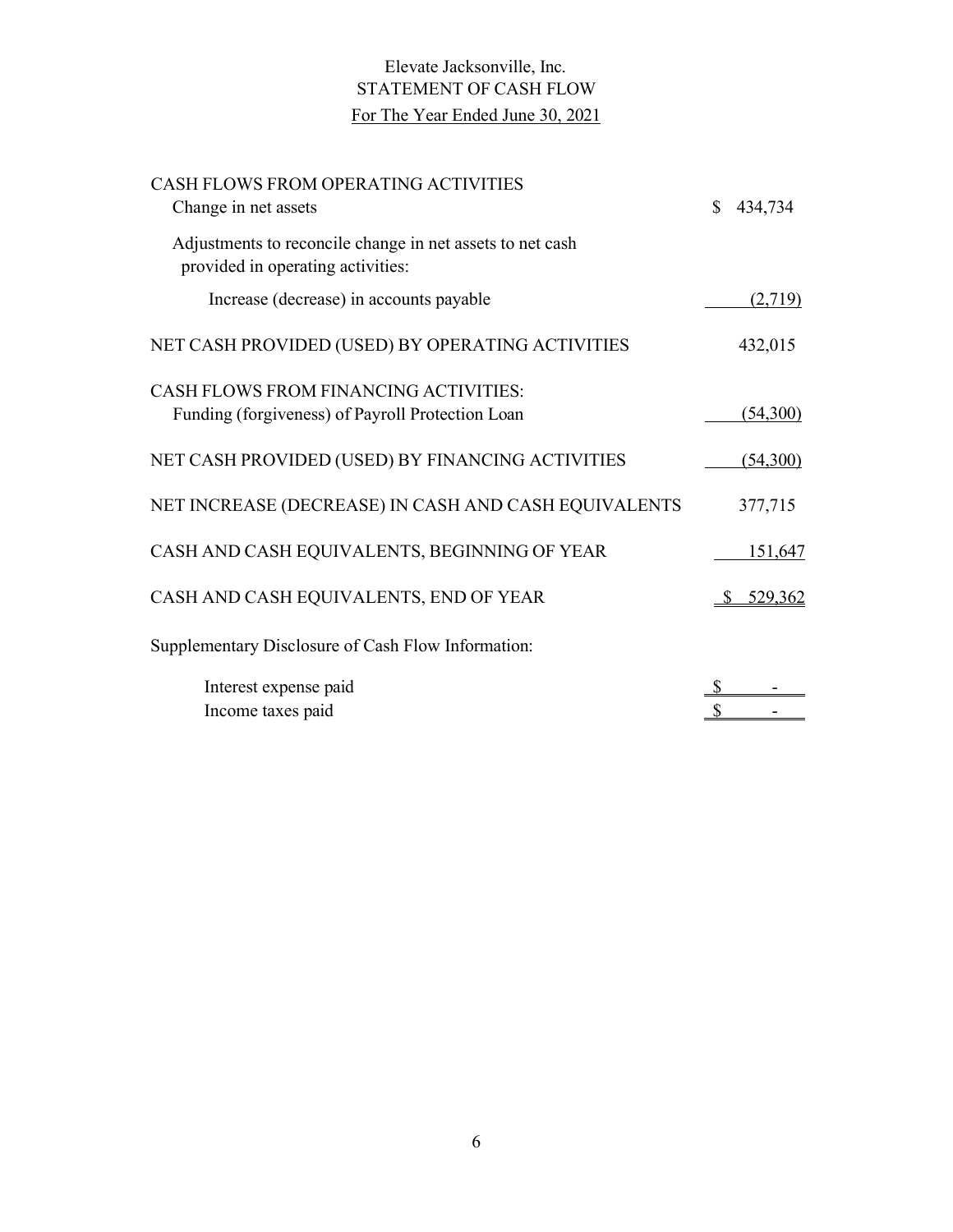# Elevate Jacksonville, Inc.
## STATEMENT OF CASH FLOW
### For The Year Ended June 30, 2021

| | |
|---|---|
| **CASH FLOWS FROM OPERATING ACTIVITIES** | |
| Change in net assets | $ 434,734 |
| Adjustments to reconcile change in net assets to net cash provided in operating activities: | |
| Increase (decrease) in accounts payable | (2,719) |
| **NET CASH PROVIDED (USED) BY OPERATING ACTIVITIES** | 432,015 |
| **CASH FLOWS FROM FINANCING ACTIVITIES:** | |
| Funding (forgiveness) of Payroll Protection Loan | (54,300) |
| **NET CASH PROVIDED (USED) BY FINANCING ACTIVITIES** | (54,300) |
| **NET INCREASE (DECREASE) IN CASH AND CASH EQUIVALENTS** | 377,715 |
| **CASH AND CASH EQUIVALENTS, BEGINNING OF YEAR** | 151,647 |
| **CASH AND CASH EQUIVALENTS, END OF YEAR** | $ 529,362 |

Supplementary Disclosure of Cash Flow Information:

| | |
|---|---|
| Interest expense paid | $ - |
| Income taxes paid | $ - |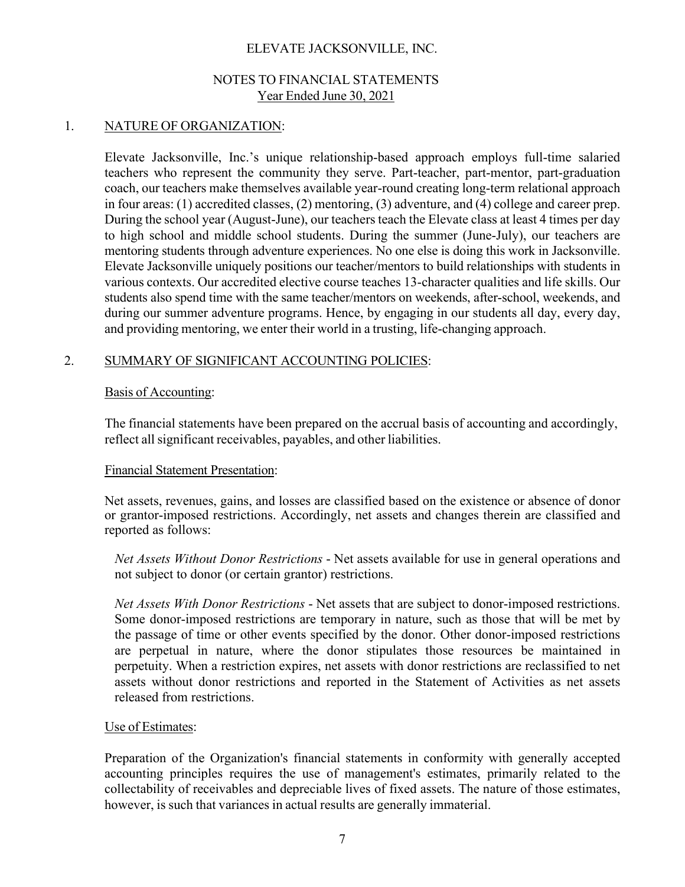ELEVATE JACKSONVILLE, INC.

NOTES TO FINANCIAL STATEMENTS
Year Ended June 30, 2021

## 1. NATURE OF ORGANIZATION:

Elevate Jacksonville, Inc.'s unique relationship-based approach employs full-time salaried teachers who represent the community they serve. Part-teacher, part-mentor, part-graduation coach, our teachers make themselves available year-round creating long-term relational approach in four areas: (1) accredited classes, (2) mentoring, (3) adventure, and (4) college and career prep. During the school year (August-June), our teachers teach the Elevate class at least 4 times per day to high school and middle school students. During the summer (June-July), our teachers are mentoring students through adventure experiences. No one else is doing this work in Jacksonville. Elevate Jacksonville uniquely positions our teacher/mentors to build relationships with students in various contexts. Our accredited elective course teaches 13-character qualities and life skills. Our students also spend time with the same teacher/mentors on weekends, after-school, weekends, and during our summer adventure programs. Hence, by engaging in our students all day, every day, and providing mentoring, we enter their world in a trusting, life-changing approach.

## 2. SUMMARY OF SIGNIFICANT ACCOUNTING POLICIES:

### Basis of Accounting:

The financial statements have been prepared on the accrual basis of accounting and accordingly, reflect all significant receivables, payables, and other liabilities.

### Financial Statement Presentation:

Net assets, revenues, gains, and losses are classified based on the existence or absence of donor or grantor-imposed restrictions. Accordingly, net assets and changes therein are classified and reported as follows:

*Net Assets Without Donor Restrictions* - Net assets available for use in general operations and not subject to donor (or certain grantor) restrictions.

*Net Assets With Donor Restrictions* - Net assets that are subject to donor-imposed restrictions. Some donor-imposed restrictions are temporary in nature, such as those that will be met by the passage of time or other events specified by the donor. Other donor-imposed restrictions are perpetual in nature, where the donor stipulates those resources be maintained in perpetuity. When a restriction expires, net assets with donor restrictions are reclassified to net assets without donor restrictions and reported in the Statement of Activities as net assets released from restrictions.

### Use of Estimates:

Preparation of the Organization's financial statements in conformity with generally accepted accounting principles requires the use of management's estimates, primarily related to the collectability of receivables and depreciable lives of fixed assets. The nature of those estimates, however, is such that variances in actual results are generally immaterial.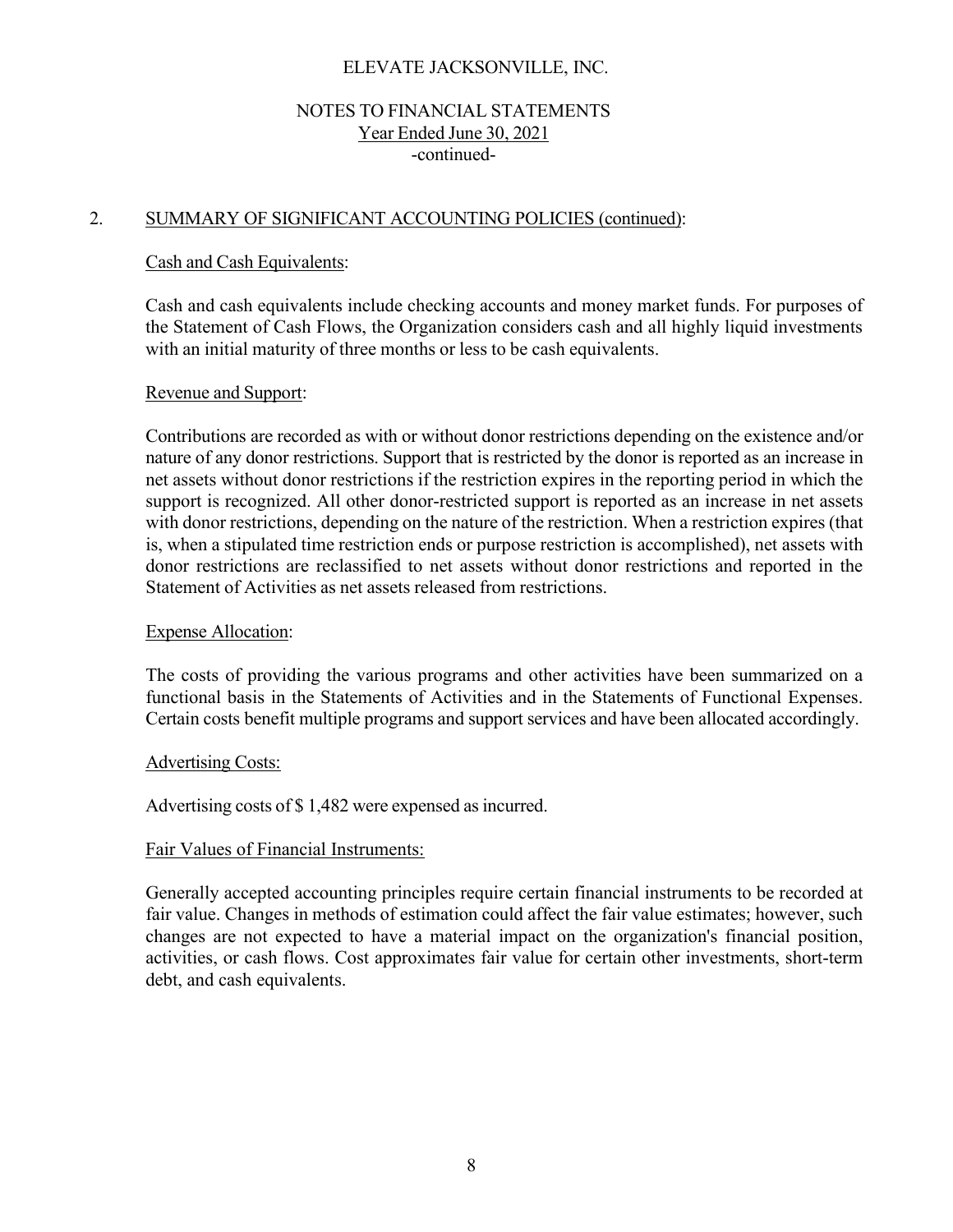ELEVATE JACKSONVILLE, INC.

NOTES TO FINANCIAL STATEMENTS
Year Ended June 30, 2021
-continued-

## 2. SUMMARY OF SIGNIFICANT ACCOUNTING POLICIES (continued):

### Cash and Cash Equivalents:

Cash and cash equivalents include checking accounts and money market funds. For purposes of the Statement of Cash Flows, the Organization considers cash and all highly liquid investments with an initial maturity of three months or less to be cash equivalents.

### Revenue and Support:

Contributions are recorded as with or without donor restrictions depending on the existence and/or nature of any donor restrictions. Support that is restricted by the donor is reported as an increase in net assets without donor restrictions if the restriction expires in the reporting period in which the support is recognized. All other donor-restricted support is reported as an increase in net assets with donor restrictions, depending on the nature of the restriction. When a restriction expires (that is, when a stipulated time restriction ends or purpose restriction is accomplished), net assets with donor restrictions are reclassified to net assets without donor restrictions and reported in the Statement of Activities as net assets released from restrictions.

### Expense Allocation:

The costs of providing the various programs and other activities have been summarized on a functional basis in the Statements of Activities and in the Statements of Functional Expenses. Certain costs benefit multiple programs and support services and have been allocated accordingly.

### Advertising Costs:

Advertising costs of $ 1,482 were expensed as incurred.

### Fair Values of Financial Instruments:

Generally accepted accounting principles require certain financial instruments to be recorded at fair value. Changes in methods of estimation could affect the fair value estimates; however, such changes are not expected to have a material impact on the organization's financial position, activities, or cash flows. Cost approximates fair value for certain other investments, short-term debt, and cash equivalents.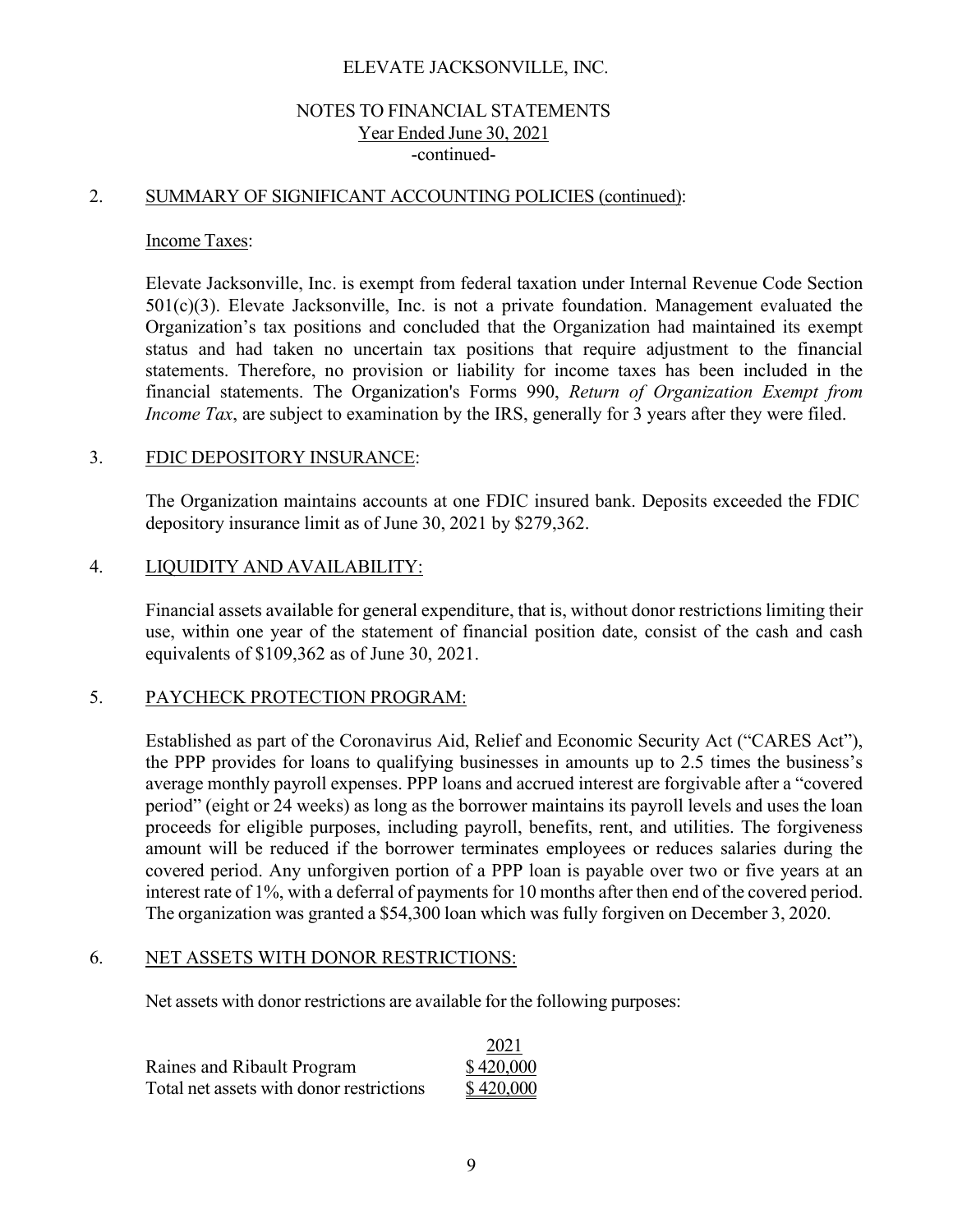## 2. SUMMARY OF SIGNIFICANT ACCOUNTING POLICIES (continued):

### Income Taxes:

Elevate Jacksonville, Inc. is exempt from federal taxation under Internal Revenue Code Section 501(c)(3). Elevate Jacksonville, Inc. is not a private foundation. Management evaluated the Organization's tax positions and concluded that the Organization had maintained its exempt status and had taken no uncertain tax positions that require adjustment to the financial statements. Therefore, no provision or liability for income taxes has been included in the financial statements. The Organization's Forms 990, *Return of Organization Exempt from Income Tax*, are subject to examination by the IRS, generally for 3 years after they were filed.

## 3. FDIC DEPOSITORY INSURANCE:

The Organization maintains accounts at one FDIC insured bank. Deposits exceeded the FDIC depository insurance limit as of June 30, 2021 by $279,362.

## 4. LIQUIDITY AND AVAILABILITY:

Financial assets available for general expenditure, that is, without donor restrictions limiting their use, within one year of the statement of financial position date, consist of the cash and cash equivalents of $109,362 as of June 30, 2021.

## 5. PAYCHECK PROTECTION PROGRAM:

Established as part of the Coronavirus Aid, Relief and Economic Security Act ("CARES Act"), the PPP provides for loans to qualifying businesses in amounts up to 2.5 times the business's average monthly payroll expenses. PPP loans and accrued interest are forgivable after a "covered period" (eight or 24 weeks) as long as the borrower maintains its payroll levels and uses the loan proceeds for eligible purposes, including payroll, benefits, rent, and utilities. The forgiveness amount will be reduced if the borrower terminates employees or reduces salaries during the covered period. Any unforgiven portion of a PPP loan is payable over two or five years at an interest rate of 1%, with a deferral of payments for 10 months after then end of the covered period. The organization was granted a $54,300 loan which was fully forgiven on December 3, 2020.

## 6. NET ASSETS WITH DONOR RESTRICTIONS:

Net assets with donor restrictions are available for the following purposes:

| | 2021 |
|---|---|
| Raines and Ribault Program | $ 420,000 |
| Total net assets with donor restrictions | $ 420,000 |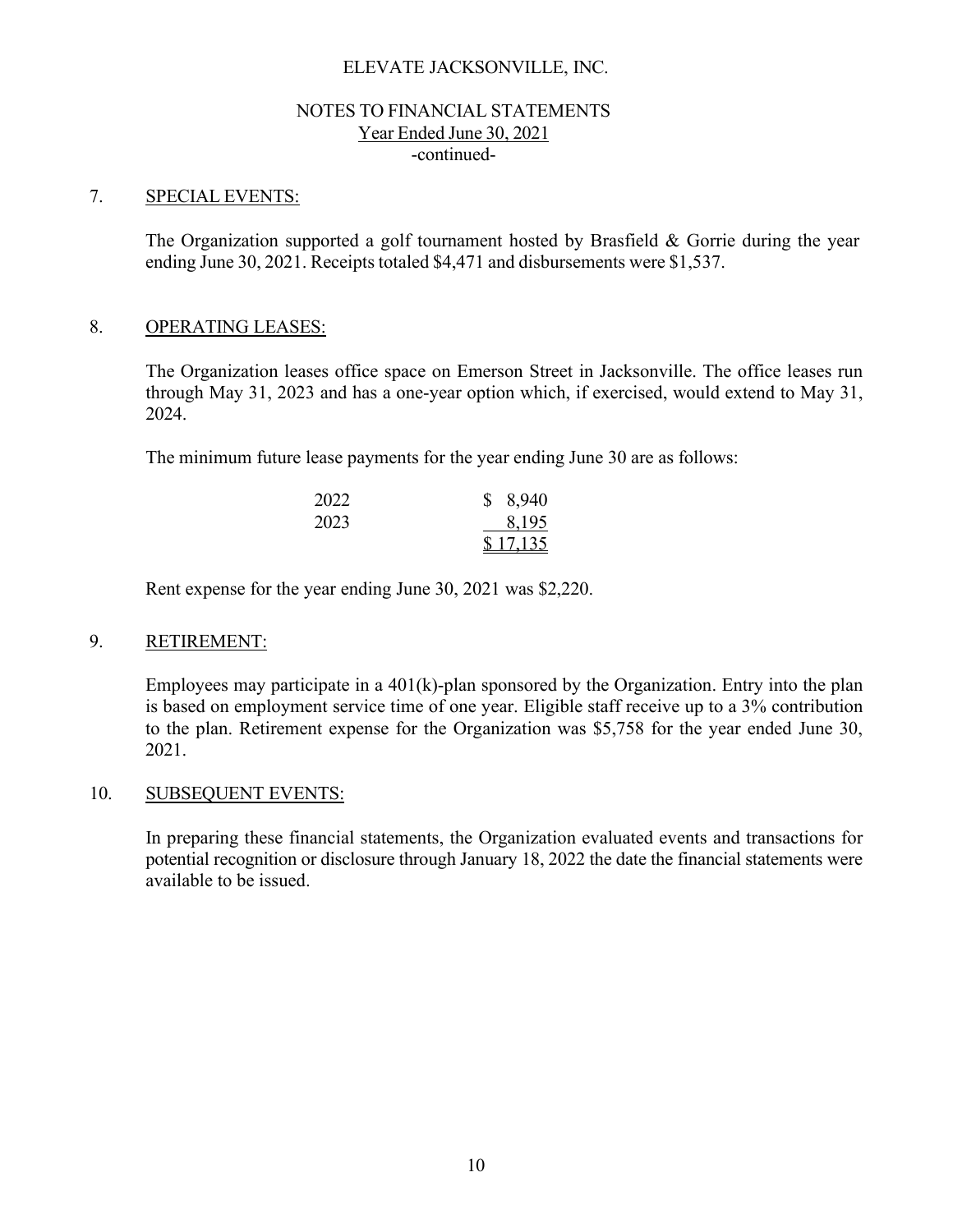ELEVATE JACKSONVILLE, INC.

NOTES TO FINANCIAL STATEMENTS
Year Ended June 30, 2021
-continued-

## 7. SPECIAL EVENTS:

The Organization supported a golf tournament hosted by Brasfield & Gorrie during the year ending June 30, 2021. Receipts totaled $4,471 and disbursements were $1,537.

## 8. OPERATING LEASES:

The Organization leases office space on Emerson Street in Jacksonville. The office leases run through May 31, 2023 and has a one-year option which, if exercised, would extend to May 31, 2024.

The minimum future lease payments for the year ending June 30 are as follows:

| | |
|---|---|
| 2022 | $ 8,940 |
| 2023 | 8,195 |
| | $ 17,135 |

Rent expense for the year ending June 30, 2021 was $2,220.

## 9. RETIREMENT:

Employees may participate in a 401(k)-plan sponsored by the Organization. Entry into the plan is based on employment service time of one year. Eligible staff receive up to a 3% contribution to the plan. Retirement expense for the Organization was $5,758 for the year ended June 30, 2021.

## 10. SUBSEQUENT EVENTS:

In preparing these financial statements, the Organization evaluated events and transactions for potential recognition or disclosure through January 18, 2022 the date the financial statements were available to be issued.